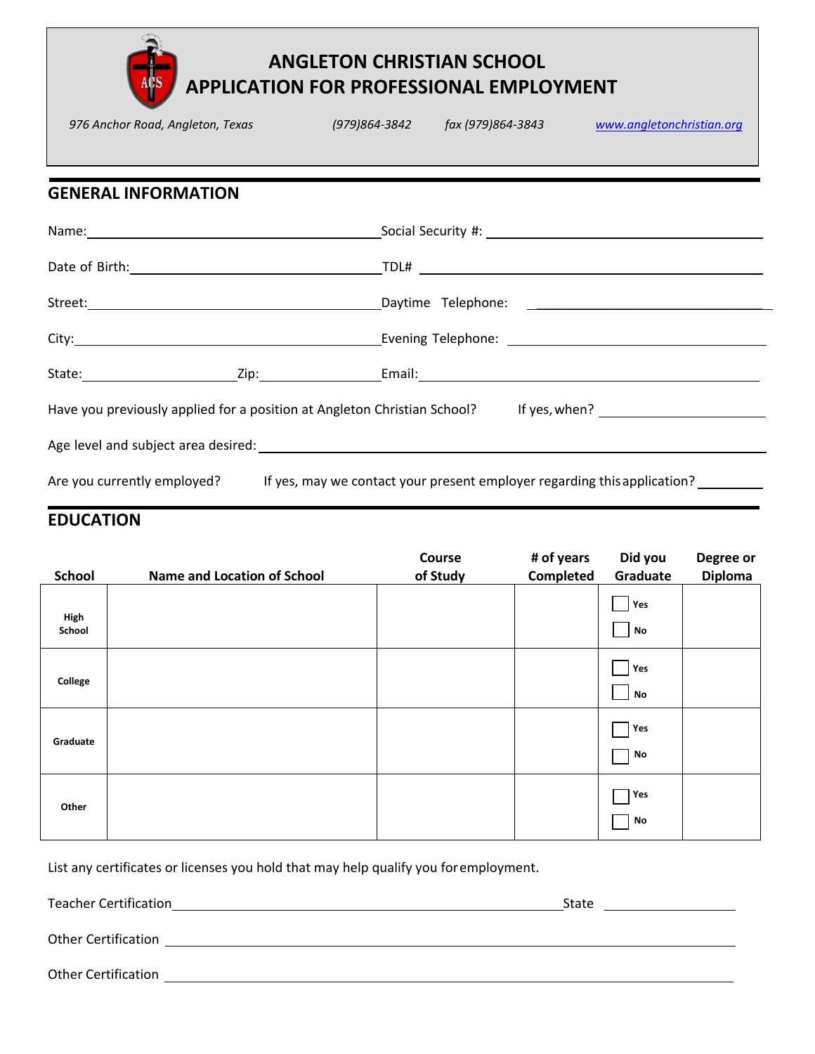# ANGLETON CHRISTIAN SCHOOL
# APPLICATION FOR PROFESSIONAL EMPLOYMENT

*976 Anchor Road, Angleton, Texas* *(979)864-3842* *fax (979)864-3843* [www.angletonchristian.org](http://www.angletonchristian.org)

## GENERAL INFORMATION

Name: ______________________________ Social Security #: ______________________________

Date of Birth: ______________________________ TDL# ______________________________

Street: ______________________________ Daytime Telephone: ______________________________

City: ______________________________ Evening Telephone: ______________________________

State: ________________ Zip: ________________ Email: ______________________________

Have you previously applied for a position at Angleton Christian School? If yes, when? ________________

Age level and subject area desired: ______________________________

Are you currently employed? If yes, may we contact your present employer regarding this application? ________

## EDUCATION

| School | Name and Location of School | Course of Study | # of years Completed | Did you Graduate | Degree or Diploma |
|---|---|---|---|---|---|
| High School | | | | ☐ Yes ☐ No | |
| College | | | | ☐ Yes ☐ No | |
| Graduate | | | | ☐ Yes ☐ No | |
| Other | | | | ☐ Yes ☐ No | |

List any certificates or licenses you hold that may help qualify you for employment.

Teacher Certification ______________________________ State ________________

Other Certification ______________________________

Other Certification ______________________________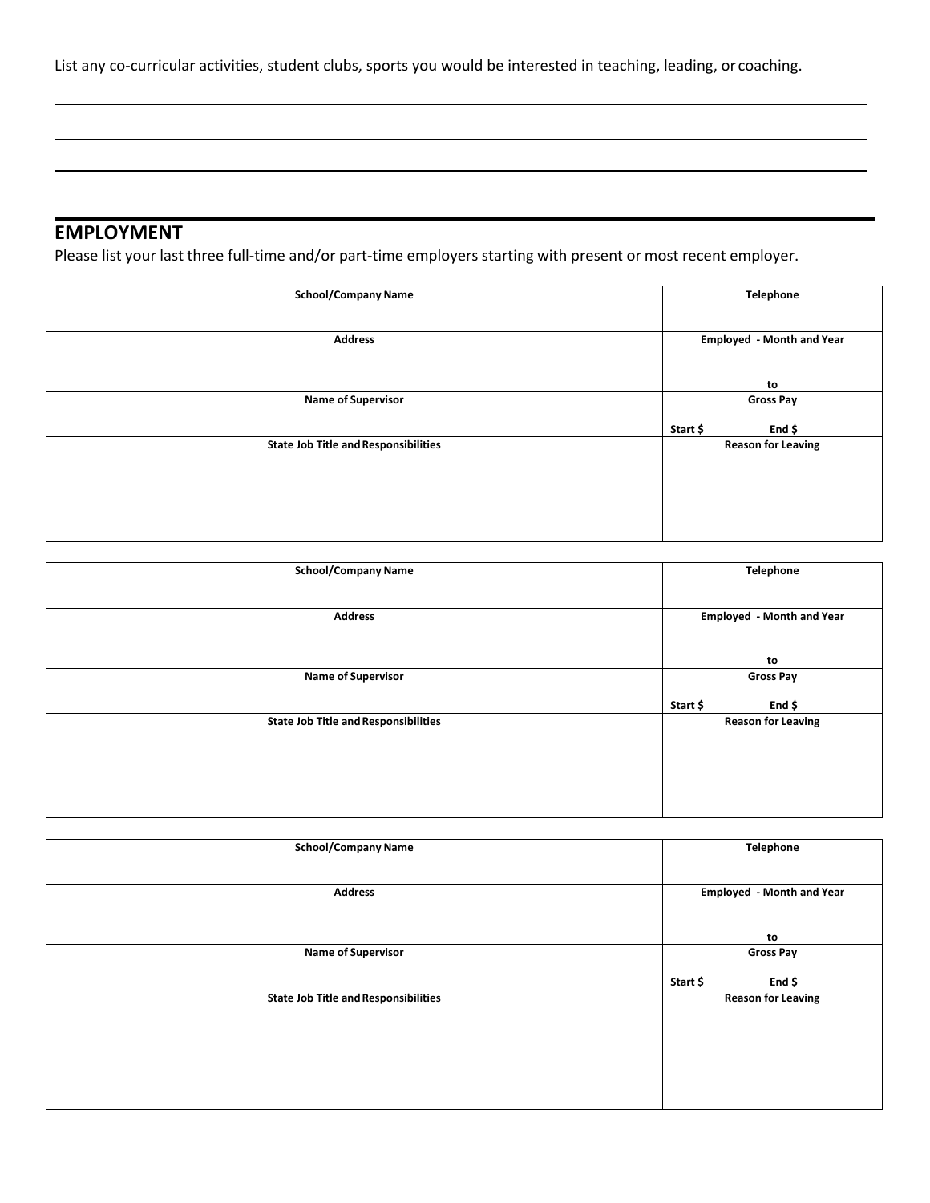List any co-curricular activities, student clubs, sports you would be interested in teaching, leading, or coaching.

## EMPLOYMENT

Please list your last three full-time and/or part-time employers starting with present or most recent employer.

| School/Company Name | Telephone |
| --- | --- |
| **Address** | **Employed - Month and Year**<br><br>**to** |
| **Name of Supervisor** | **Gross Pay**<br>**Start $ End $** |
| **State Job Title and Responsibilities** | **Reason for Leaving** |

| School/Company Name | Telephone |
| --- | --- |
| **Address** | **Employed - Month and Year**<br><br>**to** |
| **Name of Supervisor** | **Gross Pay**<br>**Start $ End $** |
| **State Job Title and Responsibilities** | **Reason for Leaving** |

| School/Company Name | Telephone |
| --- | --- |
| **Address** | **Employed - Month and Year**<br><br>**to** |
| **Name of Supervisor** | **Gross Pay**<br>**Start $ End $** |
| **State Job Title and Responsibilities** | **Reason for Leaving** |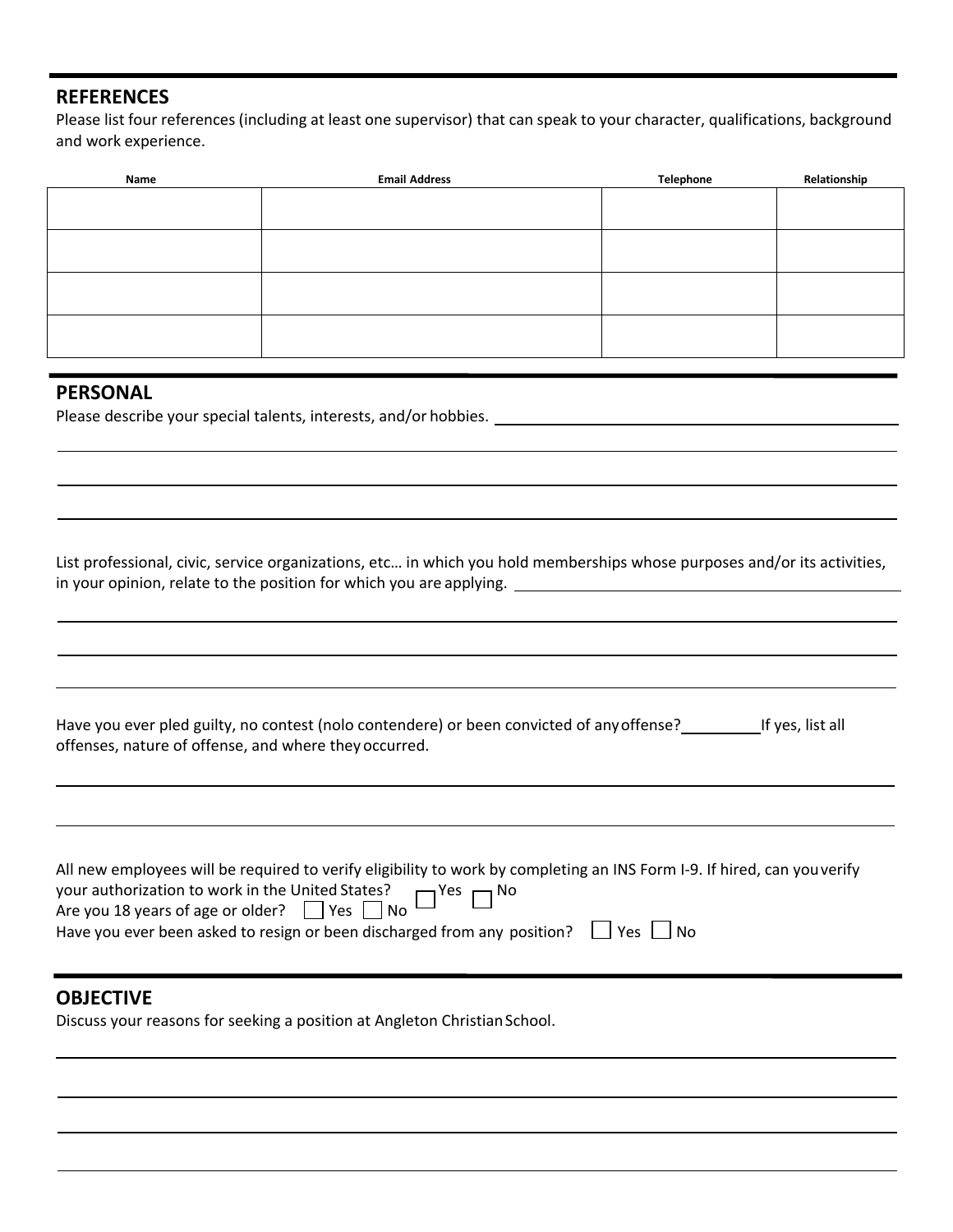## REFERENCES

Please list four references (including at least one supervisor) that can speak to your character, qualifications, background and work experience.

| Name | Email Address | Telephone | Relationship |
|---|---|---|---|
| | | | |
| | | | |
| | | | |
| | | | |

## PERSONAL

Please describe your special talents, interests, and/or hobbies. ______________________________________________

______________________________________________________________________________

______________________________________________________________________________

______________________________________________________________________________

List professional, civic, service organizations, etc… in which you hold memberships whose purposes and/or its activities, in your opinion, relate to the position for which you are applying. ______________________________________________

______________________________________________________________________________

______________________________________________________________________________

______________________________________________________________________________

Have you ever pled guilty, no contest (nolo contendere) or been convicted of any offense? __________ If yes, list all offenses, nature of offense, and where they occurred.

______________________________________________________________________________

______________________________________________________________________________

All new employees will be required to verify eligibility to work by completing an INS Form I-9. If hired, can you verify your authorization to work in the United States? ☐ Yes ☐ No

Are you 18 years of age or older? ☐ Yes ☐ No

Have you ever been asked to resign or been discharged from any position? ☐ Yes ☐ No

## OBJECTIVE

Discuss your reasons for seeking a position at Angleton Christian School.

______________________________________________________________________________

______________________________________________________________________________

______________________________________________________________________________

______________________________________________________________________________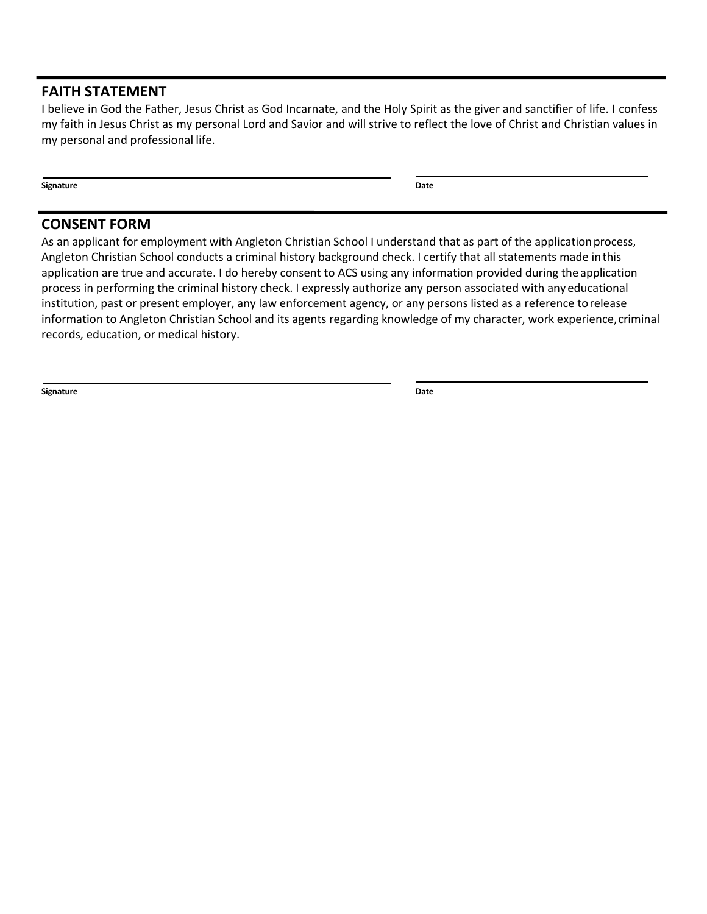## FAITH STATEMENT

I believe in God the Father, Jesus Christ as God Incarnate, and the Holy Spirit as the giver and sanctifier of life. I confess my faith in Jesus Christ as my personal Lord and Savior and will strive to reflect the love of Christ and Christian values in my personal and professional life.

______________________________________________ ______________________________

**Signature** **Date**

## CONSENT FORM

As an applicant for employment with Angleton Christian School I understand that as part of the application process, Angleton Christian School conducts a criminal history background check. I certify that all statements made in this application are true and accurate. I do hereby consent to ACS using any information provided during the application process in performing the criminal history check. I expressly authorize any person associated with any educational institution, past or present employer, any law enforcement agency, or any persons listed as a reference to release information to Angleton Christian School and its agents regarding knowledge of my character, work experience, criminal records, education, or medical history.

______________________________________________ ______________________________

**Signature** **Date**